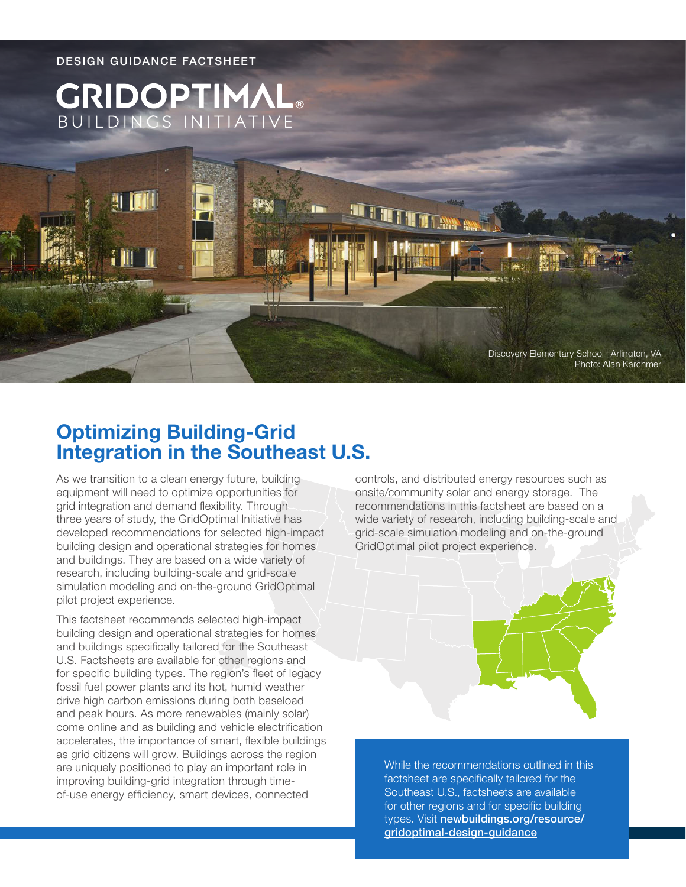DESIGN GUIDANCE FACTSHEET

GRIDOPTIMAL® BUILDINGS INITIATIVE

Discovery Elementary School | Arlington, VA
Photo: Alan Karchmer

# Optimizing Building-Grid Integration in the Southeast U.S.

As we transition to a clean energy future, building equipment will need to optimize opportunities for grid integration and demand flexibility. Through three years of study, the GridOptimal Initiative has developed recommendations for selected high-impact building design and operational strategies for homes and buildings. They are based on a wide variety of research, including building-scale and grid-scale simulation modeling and on-the-ground GridOptimal pilot project experience.

This factsheet recommends selected high-impact building design and operational strategies for homes and buildings specifically tailored for the Southeast U.S. Factsheets are available for other regions and for specific building types. The region's fleet of legacy fossil fuel power plants and its hot, humid weather drive high carbon emissions during both baseload and peak hours. As more renewables (mainly solar) come online and as building and vehicle electrification accelerates, the importance of smart, flexible buildings as grid citizens will grow. Buildings across the region are uniquely positioned to play an important role in improving building-grid integration through time-of-use energy efficiency, smart devices, connected controls, and distributed energy resources such as onsite/community solar and energy storage. The recommendations in this factsheet are based on a wide variety of research, including building-scale and grid-scale simulation modeling and on-the-ground GridOptimal pilot project experience.

While the recommendations outlined in this factsheet are specifically tailored for the Southeast U.S., factsheets are available for other regions and for specific building types. Visit **newbuildings.org/resource/gridoptimal-design-guidance**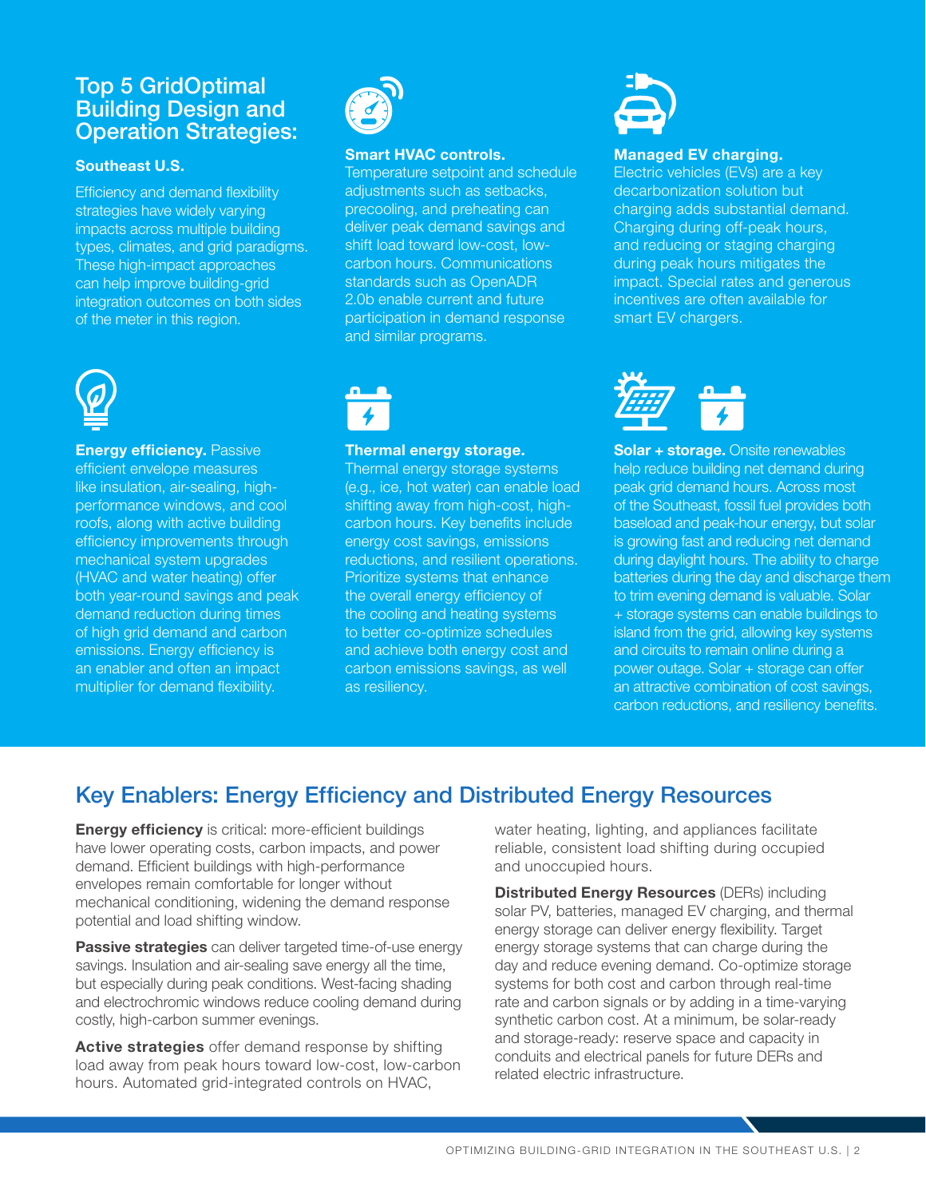## Top 5 GridOptimal Building Design and Operation Strategies:

### Southeast U.S.

Efficiency and demand flexibility strategies have widely varying impacts across multiple building types, climates, and grid paradigms. These high-impact approaches can help improve building-grid integration outcomes on both sides of the meter in this region.

**Smart HVAC controls.** Temperature setpoint and schedule adjustments such as setbacks, precooling, and preheating can deliver peak demand savings and shift load toward low-cost, low-carbon hours. Communications standards such as OpenADR 2.0b enable current and future participation in demand response and similar programs.

**Managed EV charging.** Electric vehicles (EVs) are a key decarbonization solution but charging adds substantial demand. Charging during off-peak hours, and reducing or staging charging during peak hours mitigates the impact. Special rates and generous incentives are often available for smart EV chargers.

**Energy efficiency.** Passive efficient envelope measures like insulation, air-sealing, high-performance windows, and cool roofs, along with active building efficiency improvements through mechanical system upgrades (HVAC and water heating) offer both year-round savings and peak demand reduction during times of high grid demand and carbon emissions. Energy efficiency is an enabler and often an impact multiplier for demand flexibility.

**Thermal energy storage.** Thermal energy storage systems (e.g., ice, hot water) can enable load shifting away from high-cost, high-carbon hours. Key benefits include energy cost savings, emissions reductions, and resilient operations. Prioritize systems that enhance the overall energy efficiency of the cooling and heating systems to better co-optimize schedules and achieve both energy cost and carbon emissions savings, as well as resiliency.

**Solar + storage.** Onsite renewables help reduce building net demand during peak grid demand hours. Across most of the Southeast, fossil fuel provides both baseload and peak-hour energy, but solar is growing fast and reducing net demand during daylight hours. The ability to charge batteries during the day and discharge them to trim evening demand is valuable. Solar + storage systems can enable buildings to island from the grid, allowing key systems and circuits to remain online during a power outage. Solar + storage can offer an attractive combination of cost savings, carbon reductions, and resiliency benefits.

## Key Enablers: Energy Efficiency and Distributed Energy Resources

**Energy efficiency** is critical: more-efficient buildings have lower operating costs, carbon impacts, and power demand. Efficient buildings with high-performance envelopes remain comfortable for longer without mechanical conditioning, widening the demand response potential and load shifting window.

**Passive strategies** can deliver targeted time-of-use energy savings. Insulation and air-sealing save energy all the time, but especially during peak conditions. West-facing shading and electrochromic windows reduce cooling demand during costly, high-carbon summer evenings.

**Active strategies** offer demand response by shifting load away from peak hours toward low-cost, low-carbon hours. Automated grid-integrated controls on HVAC, water heating, lighting, and appliances facilitate reliable, consistent load shifting during occupied and unoccupied hours.

**Distributed Energy Resources** (DERs) including solar PV, batteries, managed EV charging, and thermal energy storage can deliver energy flexibility. Target energy storage systems that can charge during the day and reduce evening demand. Co-optimize storage systems for both cost and carbon through real-time rate and carbon signals or by adding in a time-varying synthetic carbon cost. At a minimum, be solar-ready and storage-ready: reserve space and capacity in conduits and electrical panels for future DERs and related electric infrastructure.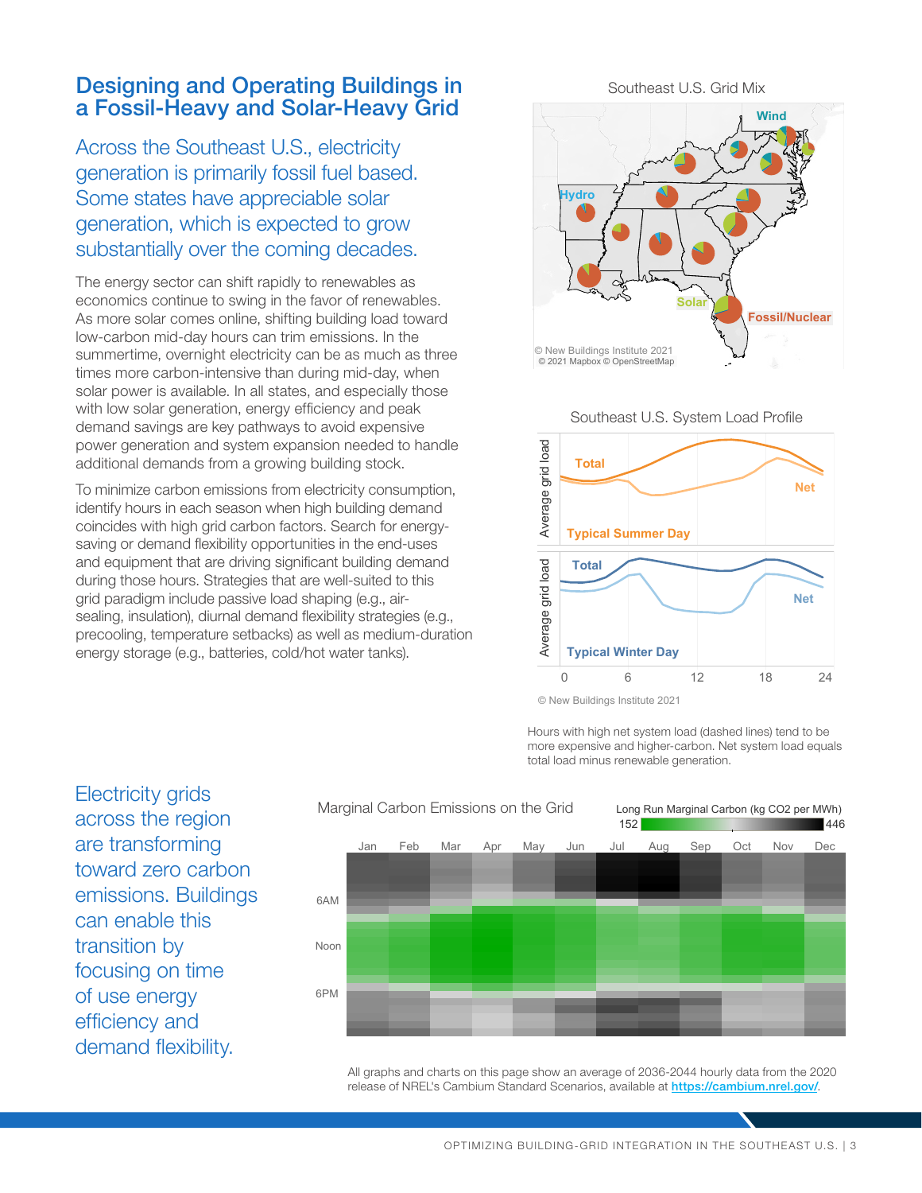# Designing and Operating Buildings in a Fossil-Heavy and Solar-Heavy Grid

## Across the Southeast U.S., electricity generation is primarily fossil fuel based. Some states have appreciable solar generation, which is expected to grow substantially over the coming decades.

The energy sector can shift rapidly to renewables as economics continue to swing in the favor of renewables. As more solar comes online, shifting building load toward low-carbon mid-day hours can trim emissions. In the summertime, overnight electricity can be as much as three times more carbon-intensive than during mid-day, when solar power is available. In all states, and especially those with low solar generation, energy efficiency and peak demand savings are key pathways to avoid expensive power generation and system expansion needed to handle additional demands from a growing building stock.

To minimize carbon emissions from electricity consumption, identify hours in each season when high building demand coincides with high grid carbon factors. Search for energy-saving or demand flexibility opportunities in the end-uses and equipment that are driving significant building demand during those hours. Strategies that are well-suited to this grid paradigm include passive load shaping (e.g., air-sealing, insulation), diurnal demand flexibility strategies (e.g., precooling, temperature setbacks) as well as medium-duration energy storage (e.g., batteries, cold/hot water tanks).

Southeast U.S. Grid Mix

Wind, Hydro, Solar, Fossil/Nuclear

© New Buildings Institute 2021
© 2021 Mapbox © OpenStreetMap

Southeast U.S. System Load Profile

© New Buildings Institute 2021

Hours with high net system load (dashed lines) tend to be more expensive and higher-carbon. Net system load equals total load minus renewable generation.

## Electricity grids across the region are transforming toward zero carbon emissions. Buildings can enable this transition by focusing on time of use energy efficiency and demand flexibility.

Marginal Carbon Emissions on the Grid

Long Run Marginal Carbon (kg $CO_2$ per MWh): 152 – 446

All graphs and charts on this page show an average of 2036-2044 hourly data from the 2020 release of NREL's Cambium Standard Scenarios, available at https://cambium.nrel.gov/.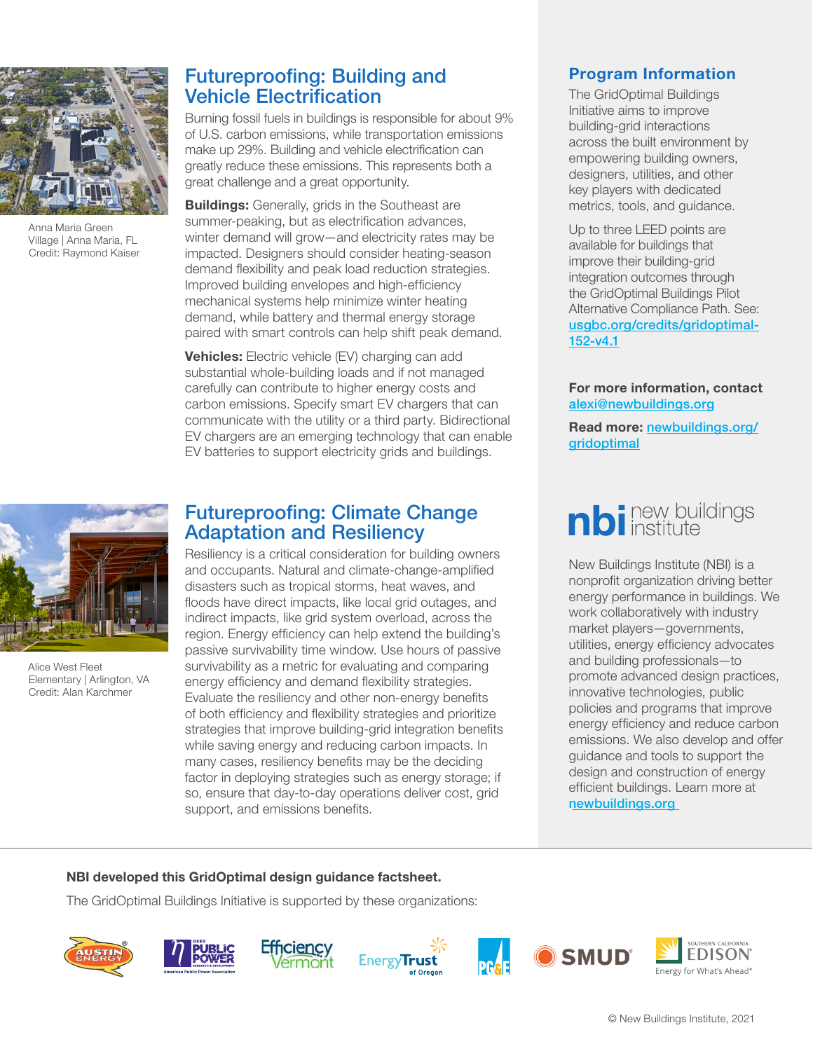## Futureproofing: Building and Vehicle Electrification

Anna Maria Green Village | Anna Maria, FL
Credit: Raymond Kaiser

Burning fossil fuels in buildings is responsible for about 9% of U.S. carbon emissions, while transportation emissions make up 29%. Building and vehicle electrification can greatly reduce these emissions. This represents both a great challenge and a great opportunity.

**Buildings:** Generally, grids in the Southeast are summer-peaking, but as electrification advances, winter demand will grow—and electricity rates may be impacted. Designers should consider heating-season demand flexibility and peak load reduction strategies. Improved building envelopes and high-efficiency mechanical systems help minimize winter heating demand, while battery and thermal energy storage paired with smart controls can help shift peak demand.

**Vehicles:** Electric vehicle (EV) charging can add substantial whole-building loads and if not managed carefully can contribute to higher energy costs and carbon emissions. Specify smart EV chargers that can communicate with the utility or a third party. Bidirectional EV chargers are an emerging technology that can enable EV batteries to support electricity grids and buildings.

## Futureproofing: Climate Change Adaptation and Resiliency

Alice West Fleet Elementary | Arlington, VA
Credit: Alan Karchmer

Resiliency is a critical consideration for building owners and occupants. Natural and climate-change-amplified disasters such as tropical storms, heat waves, and floods have direct impacts, like local grid outages, and indirect impacts, like grid system overload, across the region. Energy efficiency can help extend the building's passive survivability time window. Use hours of passive survivability as a metric for evaluating and comparing energy efficiency and demand flexibility strategies. Evaluate the resiliency and other non-energy benefits of both efficiency and flexibility strategies and prioritize strategies that improve building-grid integration benefits while saving energy and reducing carbon impacts. In many cases, resiliency benefits may be the deciding factor in deploying strategies such as energy storage; if so, ensure that day-to-day operations deliver cost, grid support, and emissions benefits.

## Program Information

The GridOptimal Buildings Initiative aims to improve building-grid interactions across the built environment by empowering building owners, designers, utilities, and other key players with dedicated metrics, tools, and guidance.

Up to three LEED points are available for buildings that improve their building-grid integration outcomes through the GridOptimal Buildings Pilot Alternative Compliance Path. See: usgbc.org/credits/gridoptimal-152-v4.1

**For more information, contact** alexi@newbuildings.org

**Read more:** newbuildings.org/gridoptimal

nbi new buildings institute

New Buildings Institute (NBI) is a nonprofit organization driving better energy performance in buildings. We work collaboratively with industry market players—governments, utilities, energy efficiency advocates and building professionals—to promote advanced design practices, innovative technologies, public policies and programs that improve energy efficiency and reduce carbon emissions. We also develop and offer guidance and tools to support the design and construction of energy efficient buildings. Learn more at newbuildings.org

**NBI developed this GridOptimal design guidance factsheet.**

The GridOptimal Buildings Initiative is supported by these organizations:

Austin Energy, DEED Public Power (American Public Power Association), Efficiency Vermont, Energy Trust of Oregon, PG&E, SMUD, Southern California Edison — Energy for What's Ahead

© New Buildings Institute, 2021